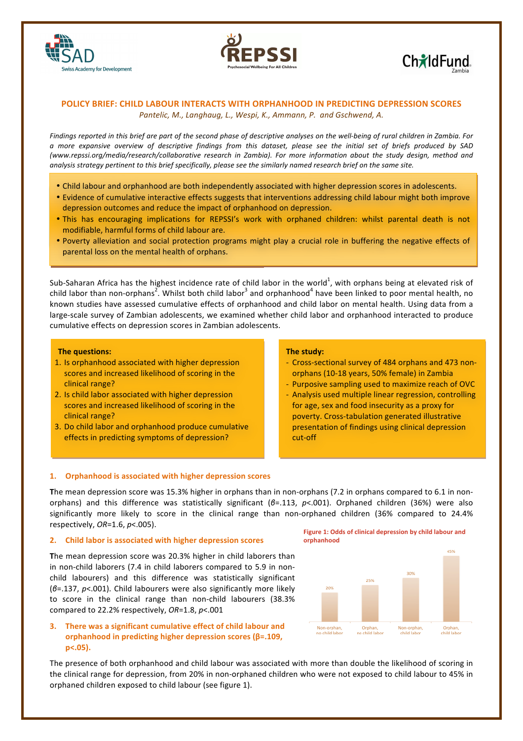# POLICY BRIEF: CHILD LABOUR INTERACTS WITH ORPHANHOOD IN PREDICTING DEPRESSION SCORES

*Pantelic, M., Langhaug, L., Wespi, K., Ammann, P. and Gschwend, A.*

*Findings reported in this brief are part of the second phase of descriptive analyses on the well-being of rural children in Zambia. For a more expansive overview of descriptive findings from this dataset, please see the initial set of briefs produced by SAD (www.repssi.org/media/research/collaborative research in Zambia). For more information about the study design, method and analysis strategy pertinent to this brief specifically, please see the similarly named research brief on the same site.*

- Child labour and orphanhood are both independently associated with higher depression scores in adolescents.
- Evidence of cumulative interactive effects suggests that interventions addressing child labour might both improve depression outcomes and reduce the impact of orphanhood on depression.
- This has encouraging implications for REPSSI's work with orphaned children: whilst parental death is not modifiable, harmful forms of child labour are.
- Poverty alleviation and social protection programs might play a crucial role in buffering the negative effects of parental loss on the mental health of orphans.

Sub-Saharan Africa has the highest incidence rate of child labor in the world[1], with orphans being at elevated risk of child labor than non-orphans[2]. Whilst both child labor[3] and orphanhood[4] have been linked to poor mental health, no known studies have assessed cumulative effects of orphanhood and child labor on mental health. Using data from a large-scale survey of Zambian adolescents, we examined whether child labor and orphanhood interacted to produce cumulative effects on depression scores in Zambian adolescents.

**The questions:**

1. Is orphanhood associated with higher depression scores and increased likelihood of scoring in the clinical range?
2. Is child labor associated with higher depression scores and increased likelihood of scoring in the clinical range?
3. Do child labor and orphanhood produce cumulative effects in predicting symptoms of depression?

**The study:**

- Cross-sectional survey of 484 orphans and 473 non-orphans (10-18 years, 50% female) in Zambia
- Purposive sampling used to maximize reach of OVC
- Analysis used multiple linear regression, controlling for age, sex and food insecurity as a proxy for poverty. Cross-tabulation generated illustrative presentation of findings using clinical depression cut-off

## 1. Orphanhood is associated with higher depression scores

**T**he mean depression score was 15.3% higher in orphans than in non-orphans (7.2 in orphans compared to 6.1 in non-orphans) and this difference was statistically significant ($\beta$=.113, $p$<.001). Orphaned children (36%) were also significantly more likely to score in the clinical range than non-orphaned children (36% compared to 24.4% respectively, *OR*=1.6, $p$<.005).

## 2. Child labor is associated with higher depression scores

**T**he mean depression score was 20.3% higher in child laborers than in non-child laborers (7.4 in child laborers compared to 5.9 in non-child labourers) and this difference was statistically significant ($\beta$=.137, $p$<.001). Child labourers were also significantly more likely to score in the clinical range than non-child labourers (38.3% compared to 22.2% respectively, *OR*=1.8, $p$<.001

## 3. There was a significant cumulative effect of child labour and orphanhood in predicting higher depression scores (β=.109, p<.05).

**Figure 1: Odds of clinical depression by child labour and orphanhood**

| | Non-orphan, no child labor | Orphan, no child labor | Non-orphan, child labor | Orphan, child labor |
|---|---|---|---|---|
| Clinical depression | 20% | 25% | 30% | 45% |

The presence of both orphanhood and child labour was associated with more than double the likelihood of scoring in the clinical range for depression, from 20% in non-orphaned children who were not exposed to child labour to 45% in orphaned children exposed to child labour (see figure 1).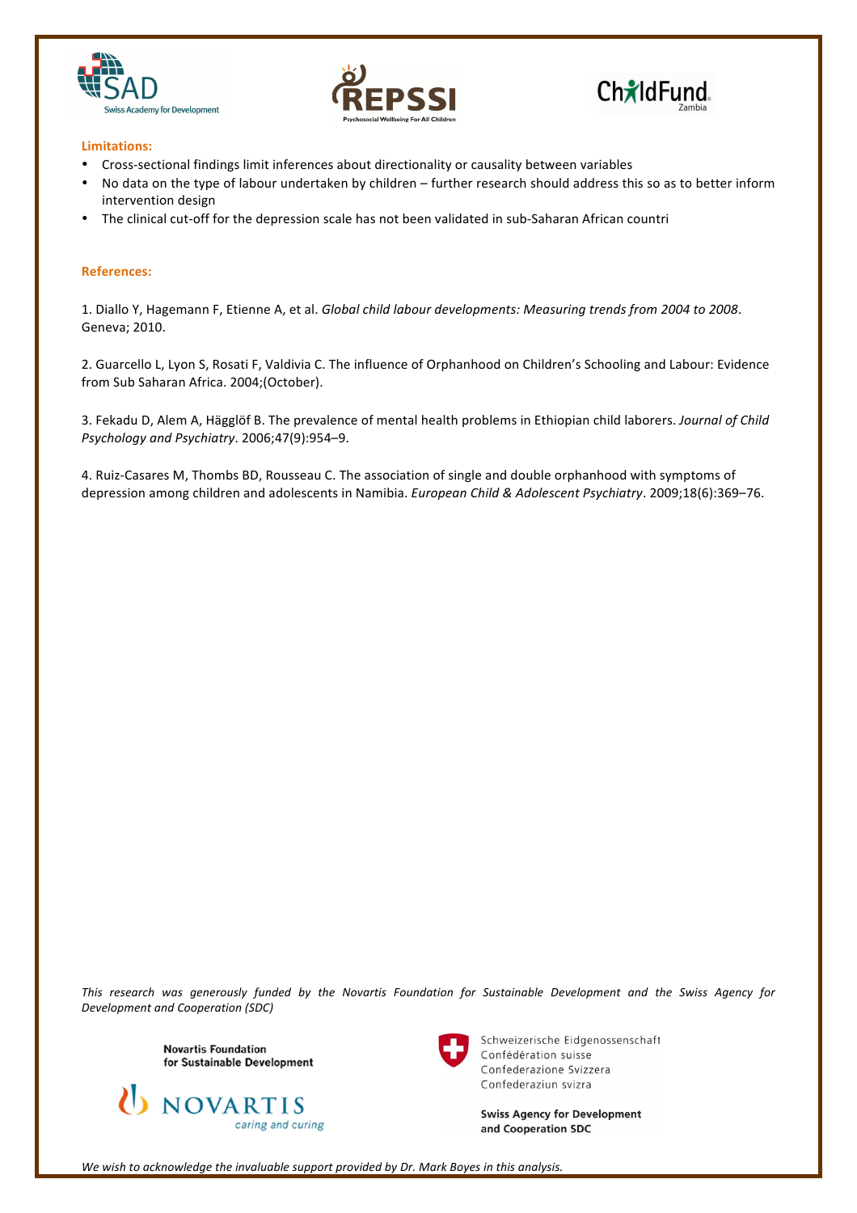**Limitations:**

- Cross-sectional findings limit inferences about directionality or causality between variables
- No data on the type of labour undertaken by children – further research should address this so as to better inform intervention design
- The clinical cut-off for the depression scale has not been validated in sub-Saharan African countri

**References:**

1. Diallo Y, Hagemann F, Etienne A, et al. *Global child labour developments: Measuring trends from 2004 to 2008*. Geneva; 2010.

2. Guarcello L, Lyon S, Rosati F, Valdivia C. The influence of Orphanhood on Children's Schooling and Labour: Evidence from Sub Saharan Africa. 2004;(October).

3. Fekadu D, Alem A, Hägglöf B. The prevalence of mental health problems in Ethiopian child laborers. *Journal of Child Psychology and Psychiatry*. 2006;47(9):954–9.

4. Ruiz-Casares M, Thombs BD, Rousseau C. The association of single and double orphanhood with symptoms of depression among children and adolescents in Namibia. *European Child & Adolescent Psychiatry*. 2009;18(6):369–76.

*This research was generously funded by the Novartis Foundation for Sustainable Development and the Swiss Agency for Development and Cooperation (SDC)*

Novartis Foundation for Sustainable Development

NOVARTIS caring and curing

Schweizerische Eidgenossenschaft
Confédération suisse
Confederazione Svizzera
Confederaziun svizra

**Swiss Agency for Development and Cooperation SDC**

*We wish to acknowledge the invaluable support provided by Dr. Mark Boyes in this analysis.*